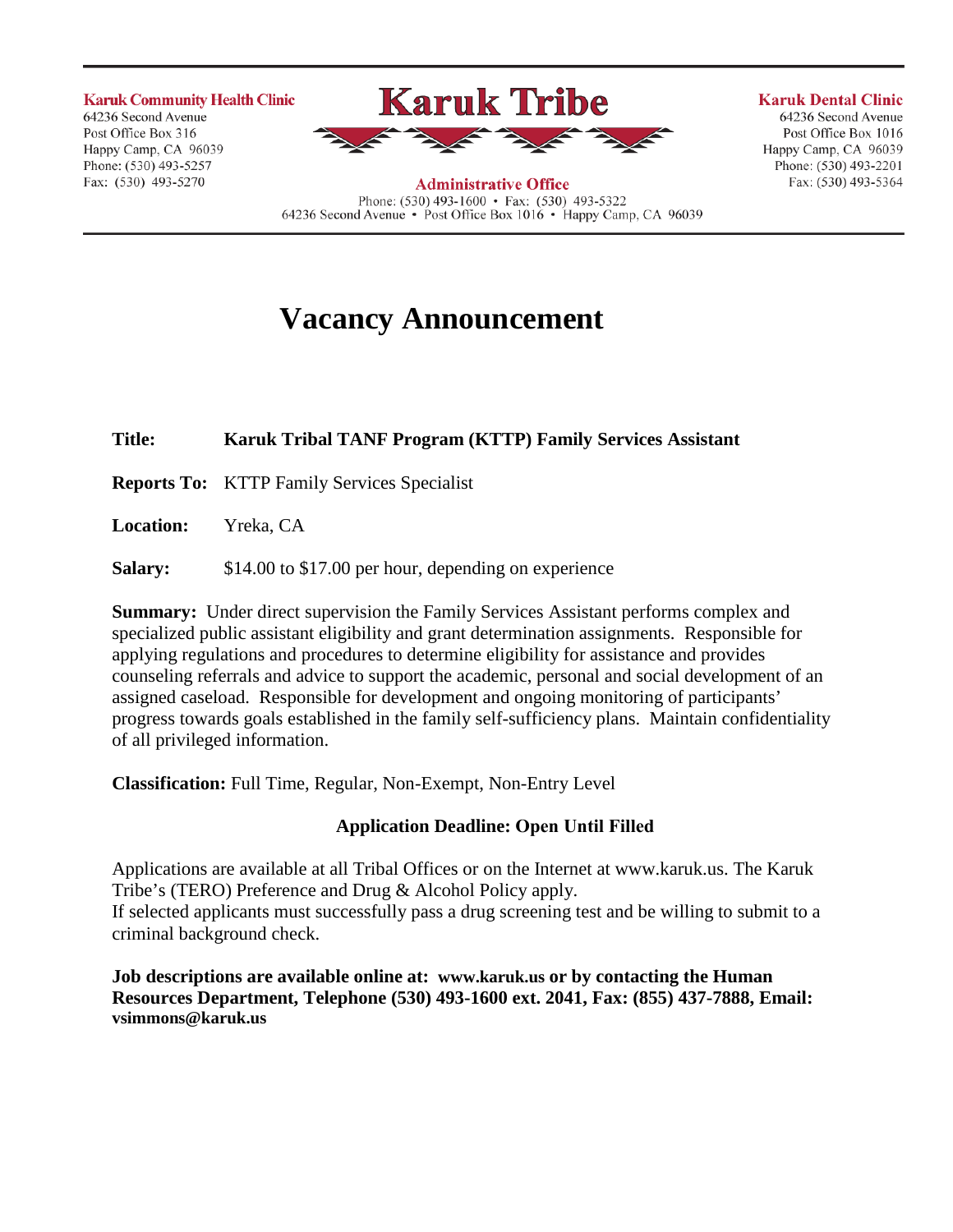**Karuk Community Health Clinic**
64236 Second Avenue
Post Office Box 316
Happy Camp, CA 96039
Phone: (530) 493-5257
Fax: (530) 493-5270

# Karuk Tribe

**Administrative Office**
Phone: (530) 493-1600 • Fax: (530) 493-5322
64236 Second Avenue • Post Office Box 1016 • Happy Camp, CA 96039

**Karuk Dental Clinic**
64236 Second Avenue
Post Office Box 1016
Happy Camp, CA 96039
Phone: (530) 493-2201
Fax: (530) 493-5364

# Vacancy Announcement

**Title:** **Karuk Tribal TANF Program (KTTP) Family Services Assistant**

**Reports To:** KTTP Family Services Specialist

**Location:** Yreka, CA

**Salary:** $14.00 to $17.00 per hour, depending on experience

**Summary:** Under direct supervision the Family Services Assistant performs complex and specialized public assistant eligibility and grant determination assignments. Responsible for applying regulations and procedures to determine eligibility for assistance and provides counseling referrals and advice to support the academic, personal and social development of an assigned caseload. Responsible for development and ongoing monitoring of participants' progress towards goals established in the family self-sufficiency plans. Maintain confidentiality of all privileged information.

**Classification:** Full Time, Regular, Non-Exempt, Non-Entry Level

**Application Deadline: Open Until Filled**

Applications are available at all Tribal Offices or on the Internet at www.karuk.us. The Karuk Tribe's (TERO) Preference and Drug & Alcohol Policy apply.
If selected applicants must successfully pass a drug screening test and be willing to submit to a criminal background check.

**Job descriptions are available online at: www.karuk.us or by contacting the Human Resources Department, Telephone (530) 493-1600 ext. 2041, Fax: (855) 437-7888, Email: vsimmons@karuk.us**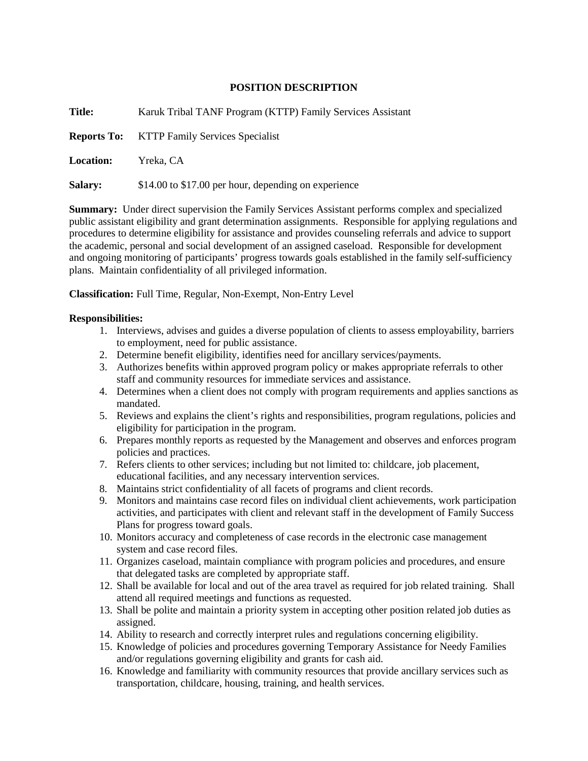## POSITION DESCRIPTION

**Title:** Karuk Tribal TANF Program (KTTP) Family Services Assistant

**Reports To:** KTTP Family Services Specialist

**Location:** Yreka, CA

**Salary:** $14.00 to $17.00 per hour, depending on experience

**Summary:** Under direct supervision the Family Services Assistant performs complex and specialized public assistant eligibility and grant determination assignments. Responsible for applying regulations and procedures to determine eligibility for assistance and provides counseling referrals and advice to support the academic, personal and social development of an assigned caseload. Responsible for development and ongoing monitoring of participants' progress towards goals established in the family self-sufficiency plans. Maintain confidentiality of all privileged information.

**Classification:** Full Time, Regular, Non-Exempt, Non-Entry Level

**Responsibilities:**

1. Interviews, advises and guides a diverse population of clients to assess employability, barriers to employment, need for public assistance.
2. Determine benefit eligibility, identifies need for ancillary services/payments.
3. Authorizes benefits within approved program policy or makes appropriate referrals to other staff and community resources for immediate services and assistance.
4. Determines when a client does not comply with program requirements and applies sanctions as mandated.
5. Reviews and explains the client's rights and responsibilities, program regulations, policies and eligibility for participation in the program.
6. Prepares monthly reports as requested by the Management and observes and enforces program policies and practices.
7. Refers clients to other services; including but not limited to: childcare, job placement, educational facilities, and any necessary intervention services.
8. Maintains strict confidentiality of all facets of programs and client records.
9. Monitors and maintains case record files on individual client achievements, work participation activities, and participates with client and relevant staff in the development of Family Success Plans for progress toward goals.
10. Monitors accuracy and completeness of case records in the electronic case management system and case record files.
11. Organizes caseload, maintain compliance with program policies and procedures, and ensure that delegated tasks are completed by appropriate staff.
12. Shall be available for local and out of the area travel as required for job related training. Shall attend all required meetings and functions as requested.
13. Shall be polite and maintain a priority system in accepting other position related job duties as assigned.
14. Ability to research and correctly interpret rules and regulations concerning eligibility.
15. Knowledge of policies and procedures governing Temporary Assistance for Needy Families and/or regulations governing eligibility and grants for cash aid.
16. Knowledge and familiarity with community resources that provide ancillary services such as transportation, childcare, housing, training, and health services.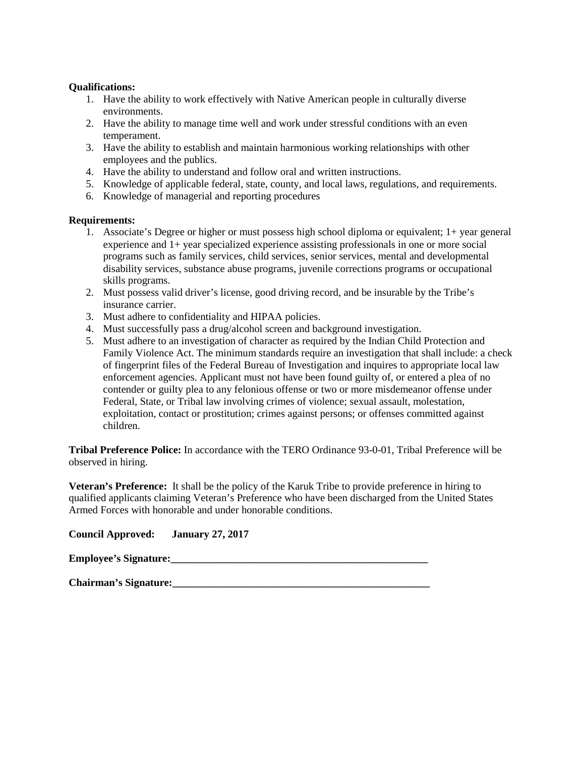**Qualifications:**

1. Have the ability to work effectively with Native American people in culturally diverse environments.
2. Have the ability to manage time well and work under stressful conditions with an even temperament.
3. Have the ability to establish and maintain harmonious working relationships with other employees and the publics.
4. Have the ability to understand and follow oral and written instructions.
5. Knowledge of applicable federal, state, county, and local laws, regulations, and requirements.
6. Knowledge of managerial and reporting procedures

**Requirements:**

1. Associate's Degree or higher or must possess high school diploma or equivalent; 1+ year general experience and 1+ year specialized experience assisting professionals in one or more social programs such as family services, child services, senior services, mental and developmental disability services, substance abuse programs, juvenile corrections programs or occupational skills programs.
2. Must possess valid driver's license, good driving record, and be insurable by the Tribe's insurance carrier.
3. Must adhere to confidentiality and HIPAA policies.
4. Must successfully pass a drug/alcohol screen and background investigation.
5. Must adhere to an investigation of character as required by the Indian Child Protection and Family Violence Act. The minimum standards require an investigation that shall include: a check of fingerprint files of the Federal Bureau of Investigation and inquires to appropriate local law enforcement agencies. Applicant must not have been found guilty of, or entered a plea of no contender or guilty plea to any felonious offense or two or more misdemeanor offense under Federal, State, or Tribal law involving crimes of violence; sexual assault, molestation, exploitation, contact or prostitution; crimes against persons; or offenses committed against children.

**Tribal Preference Police:** In accordance with the TERO Ordinance 93-0-01, Tribal Preference will be observed in hiring.

**Veteran's Preference:** It shall be the policy of the Karuk Tribe to provide preference in hiring to qualified applicants claiming Veteran's Preference who have been discharged from the United States Armed Forces with honorable and under honorable conditions.

**Council Approved: January 27, 2017**

**Employee's Signature:\_\_\_\_\_\_\_\_\_\_\_\_\_\_\_\_\_\_\_\_\_\_\_\_\_\_\_\_\_\_\_\_\_\_\_\_\_\_\_\_\_\_\_\_\_\_\_\_\_\_**

**Chairman's Signature:\_\_\_\_\_\_\_\_\_\_\_\_\_\_\_\_\_\_\_\_\_\_\_\_\_\_\_\_\_\_\_\_\_\_\_\_\_\_\_\_\_\_\_\_\_\_\_\_\_\_**